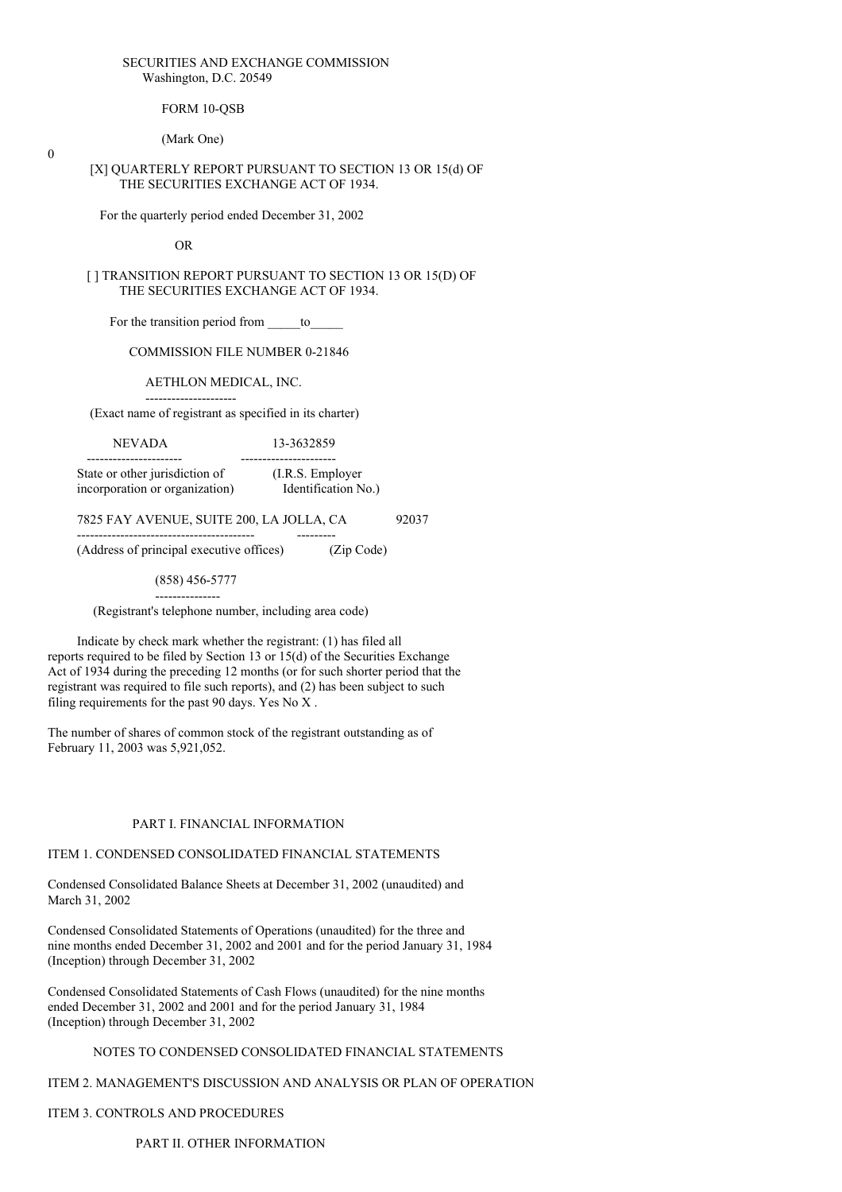SECURITIES AND EXCHANGE COMMISSION
Washington, D.C. 20549

FORM 10-QSB

(Mark One)

0

[X] QUARTERLY REPORT PURSUANT TO SECTION 13 OR 15(d) OF THE SECURITIES EXCHANGE ACT OF 1934.

For the quarterly period ended December 31, 2002

OR

[ ] TRANSITION REPORT PURSUANT TO SECTION 13 OR 15(D) OF THE SECURITIES EXCHANGE ACT OF 1934.

For the transition period from _____to_____

COMMISSION FILE NUMBER 0-21846

AETHLON MEDICAL, INC.

(Exact name of registrant as specified in its charter)

| NEVADA | 13-3632859 |
|---|---|
| State or other jurisdiction of incorporation or organization) | (I.R.S. Employer Identification No.) |

| 7825 FAY AVENUE, SUITE 200, LA JOLLA, CA | 92037 |
|---|---|
| (Address of principal executive offices) | (Zip Code) |

(858) 456-5777

(Registrant's telephone number, including area code)

Indicate by check mark whether the registrant: (1) has filed all reports required to be filed by Section 13 or 15(d) of the Securities Exchange Act of 1934 during the preceding 12 months (or for such shorter period that the registrant was required to file such reports), and (2) has been subject to such filing requirements for the past 90 days. Yes No X .

The number of shares of common stock of the registrant outstanding as of February 11, 2003 was 5,921,052.

## PART I. FINANCIAL INFORMATION

### ITEM 1. CONDENSED CONSOLIDATED FINANCIAL STATEMENTS

Condensed Consolidated Balance Sheets at December 31, 2002 (unaudited) and March 31, 2002

Condensed Consolidated Statements of Operations (unaudited) for the three and nine months ended December 31, 2002 and 2001 and for the period January 31, 1984 (Inception) through December 31, 2002

Condensed Consolidated Statements of Cash Flows (unaudited) for the nine months ended December 31, 2002 and 2001 and for the period January 31, 1984 (Inception) through December 31, 2002

NOTES TO CONDENSED CONSOLIDATED FINANCIAL STATEMENTS

### ITEM 2. MANAGEMENT'S DISCUSSION AND ANALYSIS OR PLAN OF OPERATION

### ITEM 3. CONTROLS AND PROCEDURES

## PART II. OTHER INFORMATION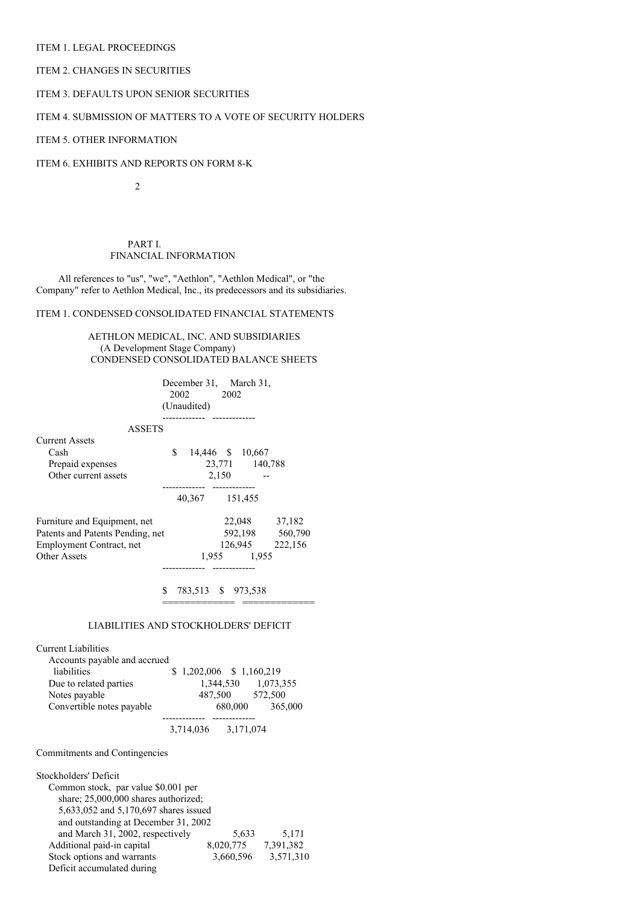ITEM 1. LEGAL PROCEEDINGS

ITEM 2. CHANGES IN SECURITIES

ITEM 3. DEFAULTS UPON SENIOR SECURITIES

ITEM 4. SUBMISSION OF MATTERS TO A VOTE OF SECURITY HOLDERS

ITEM 5. OTHER INFORMATION

ITEM 6. EXHIBITS AND REPORTS ON FORM 8-K

PART I.
FINANCIAL INFORMATION

All references to "us", "we", "Aethlon", "Aethlon Medical", or "the Company" refer to Aethlon Medical, Inc., its predecessors and its subsidiaries.

ITEM 1. CONDENSED CONSOLIDATED FINANCIAL STATEMENTS

AETHLON MEDICAL, INC. AND SUBSIDIARIES
(A Development Stage Company)
CONDENSED CONSOLIDATED BALANCE SHEETS

| | December 31, 2002 (Unaudited) | March 31, 2002 |
|---|---|---|
| **ASSETS** | | |
| Current Assets | | |
| Cash | $ 14,446 | $ 10,667 |
| Prepaid expenses | 23,771 | 140,788 |
| Other current assets | 2,150 | -- |
| | 40,367 | 151,455 |
| Furniture and Equipment, net | 22,048 | 37,182 |
| Patents and Patents Pending, net | 592,198 | 560,790 |
| Employment Contract, net | 126,945 | 222,156 |
| Other Assets | 1,955 | 1,955 |
| | $ 783,513 | $ 973,538 |
| **LIABILITIES AND STOCKHOLDERS' DEFICIT** | | |
| Current Liabilities | | |
| Accounts payable and accrued liabilities | $ 1,202,006 | $ 1,160,219 |
| Due to related parties | 1,344,530 | 1,073,355 |
| Notes payable | 487,500 | 572,500 |
| Convertible notes payable | 680,000 | 365,000 |
| | 3,714,036 | 3,171,074 |
| Commitments and Contingencies | | |
| Stockholders' Deficit | | |
| Common stock, par value $0.001 per share; 25,000,000 shares authorized; 5,633,052 and 5,170,697 shares issued and outstanding at December 31, 2002 and March 31, 2002, respectively | 5,633 | 5,171 |
| Additional paid-in capital | 8,020,775 | 7,391,382 |
| Stock options and warrants | 3,660,596 | 3,571,310 |
| Deficit accumulated during | | |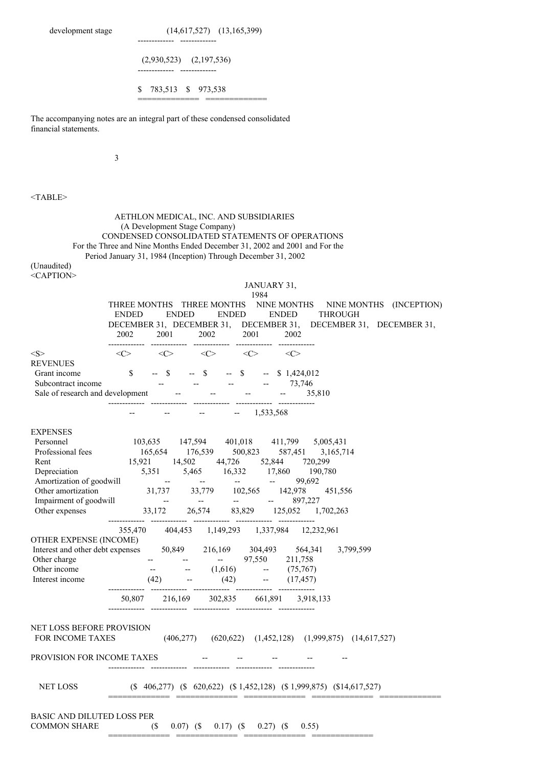| | | |
|---|---|---|
| development stage | (14,617,527) | (13,165,399) |
| | (2,930,523) | (2,197,536) |
| | $ 783,513 | $ 973,538 |

The accompanying notes are an integral part of these condensed consolidated financial statements.

AETHLON MEDICAL, INC. AND SUBSIDIARIES
(A Development Stage Company)
CONDENSED CONSOLIDATED STATEMENTS OF OPERATIONS
For the Three and Nine Months Ended December 31, 2002 and 2001 and For the Period January 31, 1984 (Inception) Through December 31, 2002
(Unaudited)

| | THREE MONTHS ENDED DECEMBER 31, 2002 | THREE MONTHS ENDED DECEMBER 31, 2001 | NINE MONTHS ENDED DECEMBER 31, 2002 | NINE MONTHS ENDED DECEMBER 31, 2001 | JANUARY 31, 1984 (INCEPTION) THROUGH DECEMBER 31, 2002 |
|---|---|---|---|---|---|
| **REVENUES** | | | | | |
| Grant income | $ -- | $ -- | $ -- | $ -- | $ 1,424,012 |
| Subcontract income | -- | -- | -- | -- | 73,746 |
| Sale of research and development | -- | -- | -- | -- | 35,810 |
| | -- | -- | -- | -- | 1,533,568 |
| **EXPENSES** | | | | | |
| Personnel | 103,635 | 147,594 | 401,018 | 411,799 | 5,005,431 |
| Professional fees | 165,654 | 176,539 | 500,823 | 587,451 | 3,165,714 |
| Rent | 15,921 | 14,502 | 44,726 | 52,844 | 720,299 |
| Depreciation | 5,351 | 5,465 | 16,332 | 17,860 | 190,780 |
| Amortization of goodwill | -- | -- | -- | -- | 99,692 |
| Other amortization | 31,737 | 33,779 | 102,565 | 142,978 | 451,556 |
| Impairment of goodwill | -- | -- | -- | -- | 897,227 |
| Other expenses | 33,172 | 26,574 | 83,829 | 125,052 | 1,702,263 |
| | 355,470 | 404,453 | 1,149,293 | 1,337,984 | 12,232,961 |
| **OTHER EXPENSE (INCOME)** | | | | | |
| Interest and other debt expenses | 50,849 | 216,169 | 304,493 | 564,341 | 3,799,599 |
| Other charge | -- | -- | -- | 97,550 | 211,758 |
| Other income | -- | -- | (1,616) | -- | (75,767) |
| Interest income | (42) | -- | (42) | -- | (17,457) |
| | 50,807 | 216,169 | 302,835 | 661,891 | 3,918,133 |
| NET LOSS BEFORE PROVISION FOR INCOME TAXES | (406,277) | (620,622) | (1,452,128) | (1,999,875) | (14,617,527) |
| PROVISION FOR INCOME TAXES | -- | -- | -- | -- | -- |
| NET LOSS | ($ 406,277) | ($ 620,622) | ($ 1,452,128) | ($ 1,999,875) | ($14,617,527) |
| BASIC AND DILUTED LOSS PER COMMON SHARE | ($ 0.07) | ($ 0.17) | ($ 0.27) | ($ 0.55) | |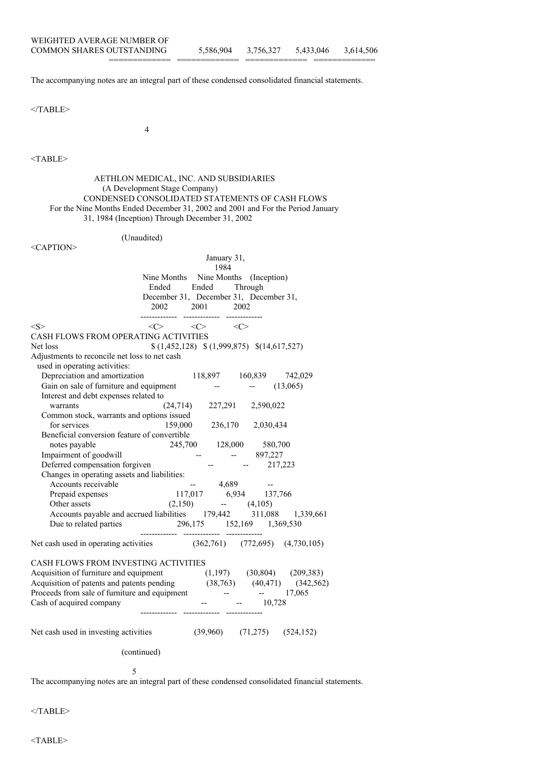| | | | | |
|---|---|---|---|---|
| WEIGHTED AVERAGE NUMBER OF COMMON SHARES OUTSTANDING | 5,586,904 | 3,756,327 | 5,433,046 | 3,614,506 |

The accompanying notes are an integral part of these condensed consolidated financial statements.

AETHLON MEDICAL, INC. AND SUBSIDIARIES
(A Development Stage Company)
CONDENSED CONSOLIDATED STATEMENTS OF CASH FLOWS
For the Nine Months Ended December 31, 2002 and 2001 and For the Period January 31, 1984 (Inception) Through December 31, 2002

(Unaudited)

| | Nine Months Ended December 31, 2002 | Nine Months Ended December 31, 2001 | January 31, 1984 (Inception) Through December 31, 2002 |
|---|---|---|---|
| **CASH FLOWS FROM OPERATING ACTIVITIES** | | | |
| Net loss | $ (1,452,128) | $ (1,999,875) | $(14,617,527) |
| Adjustments to reconcile net loss to net cash used in operating activities: | | | |
| Depreciation and amortization | 118,897 | 160,839 | 742,029 |
| Gain on sale of furniture and equipment | -- | -- | (13,065) |
| Interest and debt expenses related to warrants | (24,714) | 227,291 | 2,590,022 |
| Common stock, warrants and options issued for services | 159,000 | 236,170 | 2,030,434 |
| Beneficial conversion feature of convertible notes payable | 245,700 | 128,000 | 580,700 |
| Impairment of goodwill | -- | -- | 897,227 |
| Deferred compensation forgiven | -- | -- | 217,223 |
| Changes in operating assets and liabilities: | | | |
| Accounts receivable | -- | 4,689 | -- |
| Prepaid expenses | 117,017 | 6,934 | 137,766 |
| Other assets | (2,150) | -- | (4,105) |
| Accounts payable and accrued liabilities | 179,442 | 311,088 | 1,339,661 |
| Due to related parties | 296,175 | 152,169 | 1,369,530 |
| Net cash used in operating activities | (362,761) | (772,695) | (4,730,105) |
| **CASH FLOWS FROM INVESTING ACTIVITIES** | | | |
| Acquisition of furniture and equipment | (1,197) | (30,804) | (209,383) |
| Acquisition of patents and patents pending | (38,763) | (40,471) | (342,562) |
| Proceeds from sale of furniture and equipment | -- | -- | 17,065 |
| Cash of acquired company | -- | -- | 10,728 |
| Net cash used in investing activities | (39,960) | (71,275) | (524,152) |

(continued)

The accompanying notes are an integral part of these condensed consolidated financial statements.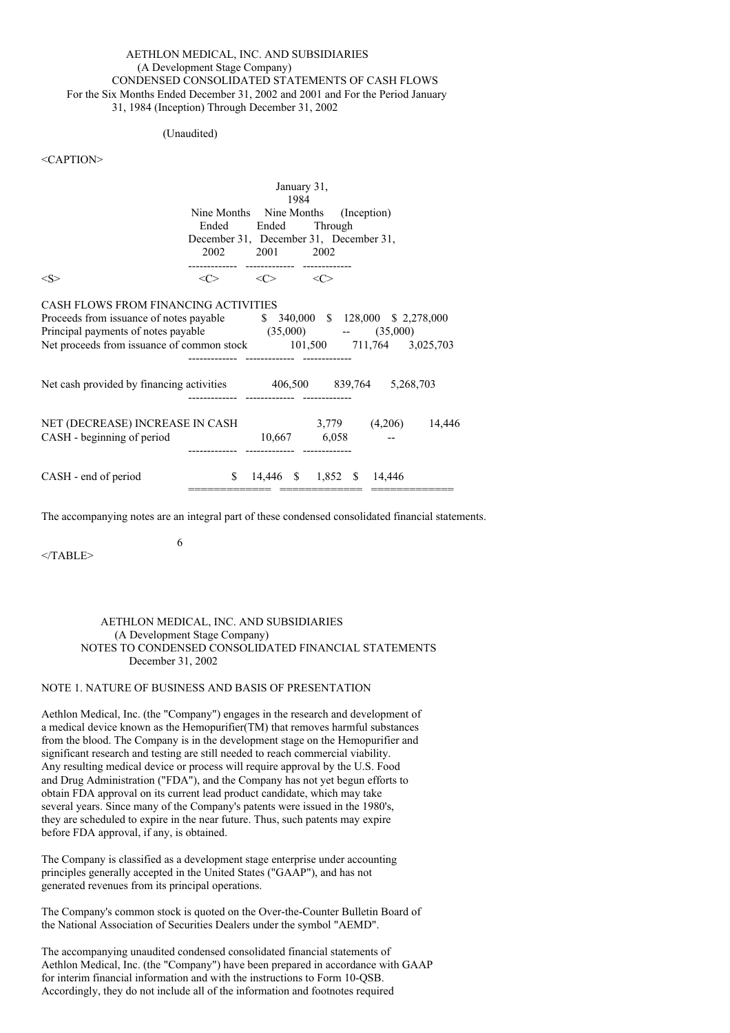AETHLON MEDICAL, INC. AND SUBSIDIARIES
(A Development Stage Company)
CONDENSED CONSOLIDATED STATEMENTS OF CASH FLOWS
For the Six Months Ended December 31, 2002 and 2001 and For the Period January 31, 1984 (Inception) Through December 31, 2002

(Unaudited)

| | Nine Months Ended December 31, 2002 | Nine Months Ended December 31, 2001 | January 31, 1984 (Inception) Through December 31, 2002 |
|---|---|---|---|
| CASH FLOWS FROM FINANCING ACTIVITIES | | | |
| Proceeds from issuance of notes payable | $ 340,000 | $ 128,000 | $ 2,278,000 |
| Principal payments of notes payable | (35,000) | -- | (35,000) |
| Net proceeds from issuance of common stock | 101,500 | 711,764 | 3,025,703 |
| Net cash provided by financing activities | 406,500 | 839,764 | 5,268,703 |
| NET (DECREASE) INCREASE IN CASH | 3,779 | (4,206) | 14,446 |
| CASH - beginning of period | 10,667 | 6,058 | -- |
| CASH - end of period | $ 14,446 | $ 1,852 | $ 14,446 |

The accompanying notes are an integral part of these condensed consolidated financial statements.

AETHLON MEDICAL, INC. AND SUBSIDIARIES
(A Development Stage Company)
NOTES TO CONDENSED CONSOLIDATED FINANCIAL STATEMENTS
December 31, 2002

## NOTE 1. NATURE OF BUSINESS AND BASIS OF PRESENTATION

Aethlon Medical, Inc. (the "Company") engages in the research and development of a medical device known as the Hemopurifier(TM) that removes harmful substances from the blood. The Company is in the development stage on the Hemopurifier and significant research and testing are still needed to reach commercial viability. Any resulting medical device or process will require approval by the U.S. Food and Drug Administration ("FDA"), and the Company has not yet begun efforts to obtain FDA approval on its current lead product candidate, which may take several years. Since many of the Company's patents were issued in the 1980's, they are scheduled to expire in the near future. Thus, such patents may expire before FDA approval, if any, is obtained.

The Company is classified as a development stage enterprise under accounting principles generally accepted in the United States ("GAAP"), and has not generated revenues from its principal operations.

The Company's common stock is quoted on the Over-the-Counter Bulletin Board of the National Association of Securities Dealers under the symbol "AEMD".

The accompanying unaudited condensed consolidated financial statements of Aethlon Medical, Inc. (the "Company") have been prepared in accordance with GAAP for interim financial information and with the instructions to Form 10-QSB. Accordingly, they do not include all of the information and footnotes required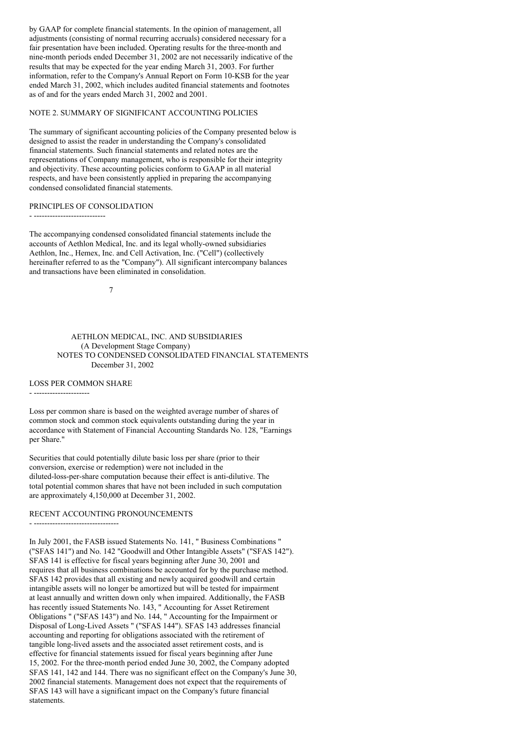by GAAP for complete financial statements. In the opinion of management, all adjustments (consisting of normal recurring accruals) considered necessary for a fair presentation have been included. Operating results for the three-month and nine-month periods ended December 31, 2002 are not necessarily indicative of the results that may be expected for the year ending March 31, 2003. For further information, refer to the Company's Annual Report on Form 10-KSB for the year ended March 31, 2002, which includes audited financial statements and footnotes as of and for the years ended March 31, 2002 and 2001.

## NOTE 2. SUMMARY OF SIGNIFICANT ACCOUNTING POLICIES

The summary of significant accounting policies of the Company presented below is designed to assist the reader in understanding the Company's consolidated financial statements. Such financial statements and related notes are the representations of Company management, who is responsible for their integrity and objectivity. These accounting policies conform to GAAP in all material respects, and have been consistently applied in preparing the accompanying condensed consolidated financial statements.

### PRINCIPLES OF CONSOLIDATION

The accompanying condensed consolidated financial statements include the accounts of Aethlon Medical, Inc. and its legal wholly-owned subsidiaries Aethlon, Inc., Hemex, Inc. and Cell Activation, Inc. ("Cell") (collectively hereinafter referred to as the "Company"). All significant intercompany balances and transactions have been eliminated in consolidation.

AETHLON MEDICAL, INC. AND SUBSIDIARIES
(A Development Stage Company)
NOTES TO CONDENSED CONSOLIDATED FINANCIAL STATEMENTS
December 31, 2002

### LOSS PER COMMON SHARE

Loss per common share is based on the weighted average number of shares of common stock and common stock equivalents outstanding during the year in accordance with Statement of Financial Accounting Standards No. 128, "Earnings per Share."

Securities that could potentially dilute basic loss per share (prior to their conversion, exercise or redemption) were not included in the diluted-loss-per-share computation because their effect is anti-dilutive. The total potential common shares that have not been included in such computation are approximately 4,150,000 at December 31, 2002.

### RECENT ACCOUNTING PRONOUNCEMENTS

In July 2001, the FASB issued Statements No. 141, " Business Combinations " ("SFAS 141") and No. 142 "Goodwill and Other Intangible Assets" ("SFAS 142"). SFAS 141 is effective for fiscal years beginning after June 30, 2001 and requires that all business combinations be accounted for by the purchase method. SFAS 142 provides that all existing and newly acquired goodwill and certain intangible assets will no longer be amortized but will be tested for impairment at least annually and written down only when impaired. Additionally, the FASB has recently issued Statements No. 143, " Accounting for Asset Retirement Obligations " ("SFAS 143") and No. 144, " Accounting for the Impairment or Disposal of Long-Lived Assets " ("SFAS 144"). SFAS 143 addresses financial accounting and reporting for obligations associated with the retirement of tangible long-lived assets and the associated asset retirement costs, and is effective for financial statements issued for fiscal years beginning after June 15, 2002. For the three-month period ended June 30, 2002, the Company adopted SFAS 141, 142 and 144. There was no significant effect on the Company's June 30, 2002 financial statements. Management does not expect that the requirements of SFAS 143 will have a significant impact on the Company's future financial statements.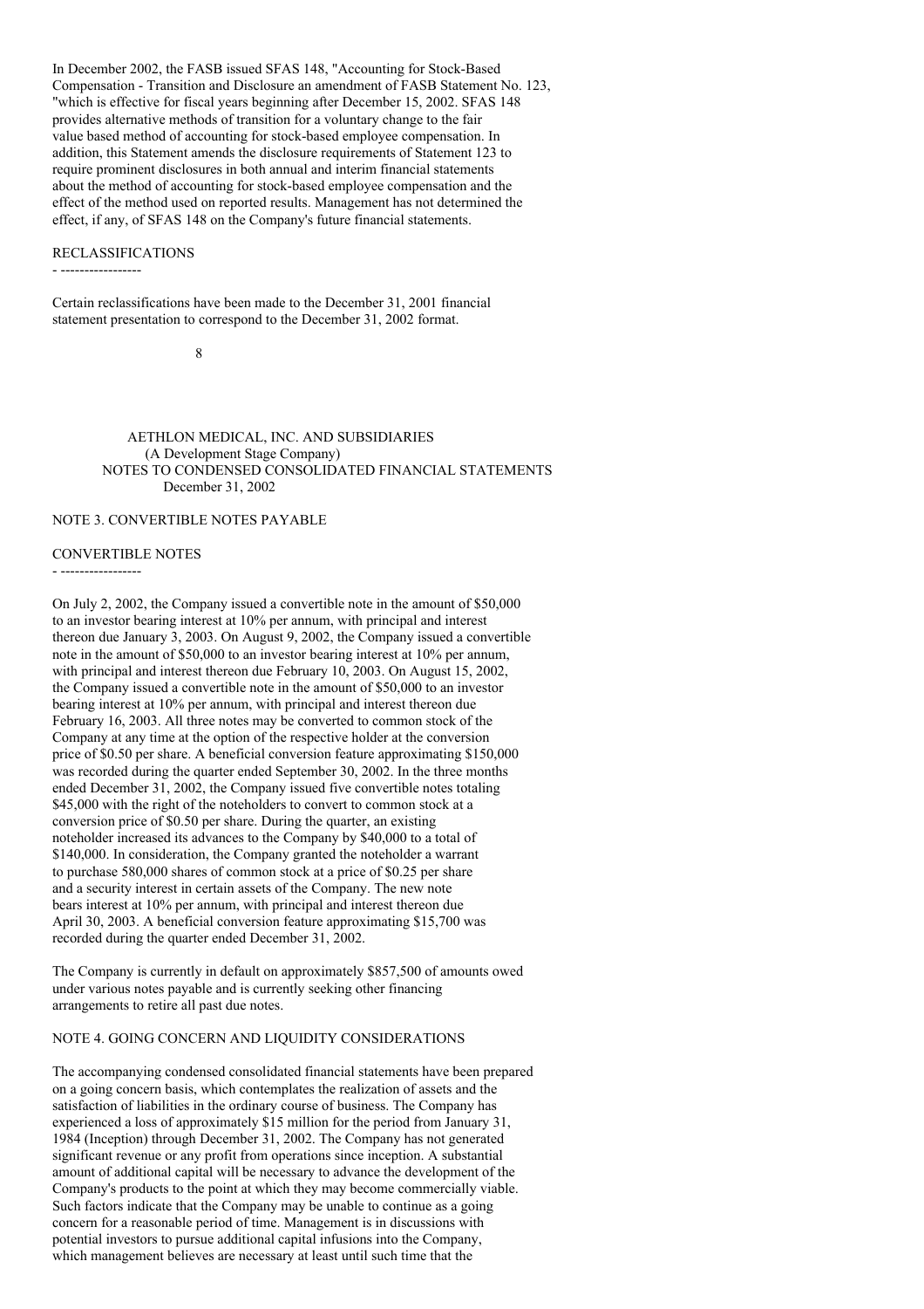In December 2002, the FASB issued SFAS 148, "Accounting for Stock-Based Compensation - Transition and Disclosure an amendment of FASB Statement No. 123, "which is effective for fiscal years beginning after December 15, 2002. SFAS 148 provides alternative methods of transition for a voluntary change to the fair value based method of accounting for stock-based employee compensation. In addition, this Statement amends the disclosure requirements of Statement 123 to require prominent disclosures in both annual and interim financial statements about the method of accounting for stock-based employee compensation and the effect of the method used on reported results. Management has not determined the effect, if any, of SFAS 148 on the Company's future financial statements.

### RECLASSIFICATIONS

Certain reclassifications have been made to the December 31, 2001 financial statement presentation to correspond to the December 31, 2002 format.

AETHLON MEDICAL, INC. AND SUBSIDIARIES
(A Development Stage Company)
NOTES TO CONDENSED CONSOLIDATED FINANCIAL STATEMENTS
December 31, 2002

## NOTE 3. CONVERTIBLE NOTES PAYABLE

### CONVERTIBLE NOTES

On July 2, 2002, the Company issued a convertible note in the amount of $50,000 to an investor bearing interest at 10% per annum, with principal and interest thereon due January 3, 2003. On August 9, 2002, the Company issued a convertible note in the amount of $50,000 to an investor bearing interest at 10% per annum, with principal and interest thereon due February 10, 2003. On August 15, 2002, the Company issued a convertible note in the amount of $50,000 to an investor bearing interest at 10% per annum, with principal and interest thereon due February 16, 2003. All three notes may be converted to common stock of the Company at any time at the option of the respective holder at the conversion price of $0.50 per share. A beneficial conversion feature approximating $150,000 was recorded during the quarter ended September 30, 2002. In the three months ended December 31, 2002, the Company issued five convertible notes totaling $45,000 with the right of the noteholders to convert to common stock at a conversion price of $0.50 per share. During the quarter, an existing noteholder increased its advances to the Company by $40,000 to a total of $140,000. In consideration, the Company granted the noteholder a warrant to purchase 580,000 shares of common stock at a price of $0.25 per share and a security interest in certain assets of the Company. The new note bears interest at 10% per annum, with principal and interest thereon due April 30, 2003. A beneficial conversion feature approximating $15,700 was recorded during the quarter ended December 31, 2002.

The Company is currently in default on approximately $857,500 of amounts owed under various notes payable and is currently seeking other financing arrangements to retire all past due notes.

## NOTE 4. GOING CONCERN AND LIQUIDITY CONSIDERATIONS

The accompanying condensed consolidated financial statements have been prepared on a going concern basis, which contemplates the realization of assets and the satisfaction of liabilities in the ordinary course of business. The Company has experienced a loss of approximately $15 million for the period from January 31, 1984 (Inception) through December 31, 2002. The Company has not generated significant revenue or any profit from operations since inception. A substantial amount of additional capital will be necessary to advance the development of the Company's products to the point at which they may become commercially viable. Such factors indicate that the Company may be unable to continue as a going concern for a reasonable period of time. Management is in discussions with potential investors to pursue additional capital infusions into the Company, which management believes are necessary at least until such time that the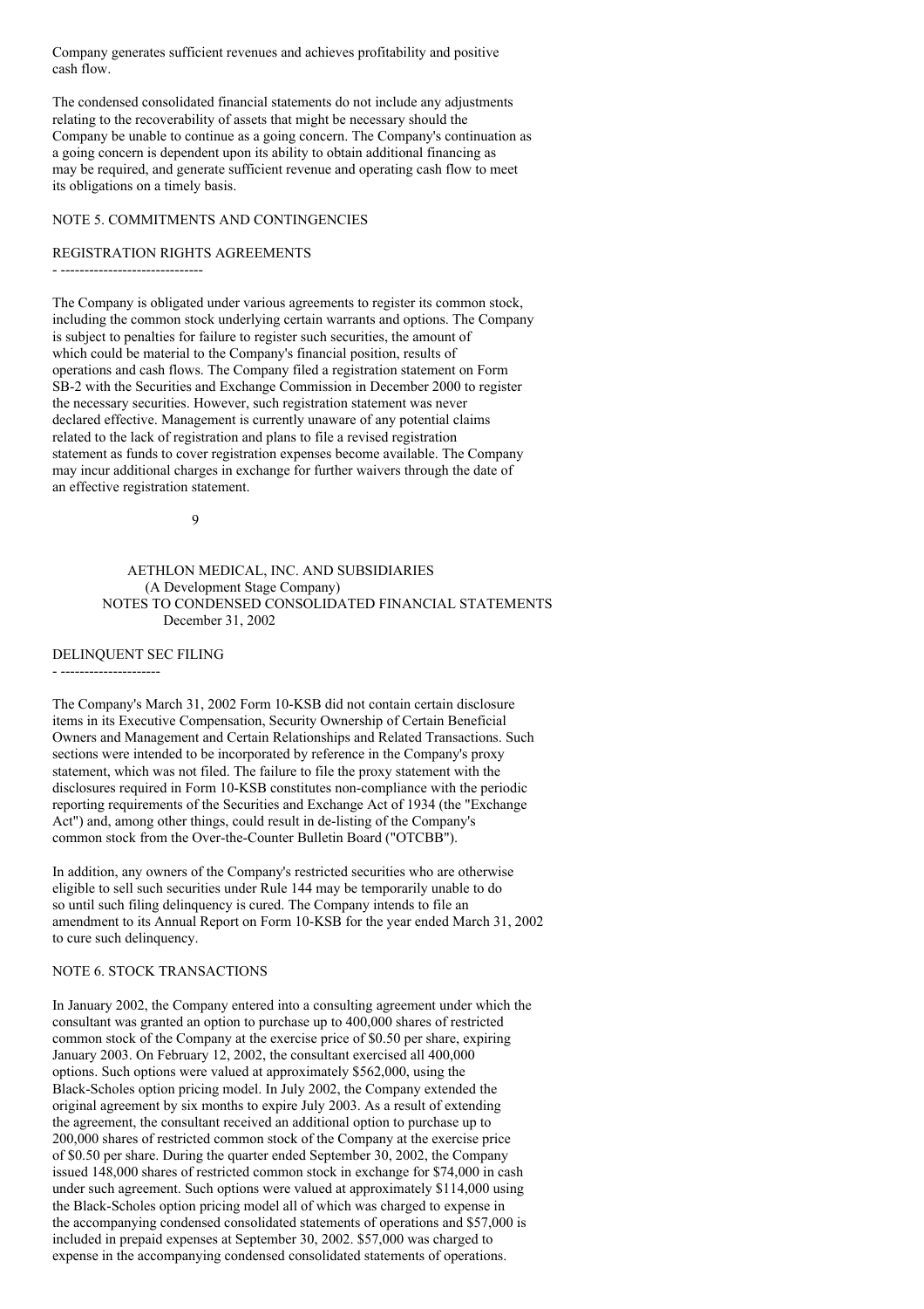Company generates sufficient revenues and achieves profitability and positive cash flow.

The condensed consolidated financial statements do not include any adjustments relating to the recoverability of assets that might be necessary should the Company be unable to continue as a going concern. The Company's continuation as a going concern is dependent upon its ability to obtain additional financing as may be required, and generate sufficient revenue and operating cash flow to meet its obligations on a timely basis.

## NOTE 5. COMMITMENTS AND CONTINGENCIES

### REGISTRATION RIGHTS AGREEMENTS

The Company is obligated under various agreements to register its common stock, including the common stock underlying certain warrants and options. The Company is subject to penalties for failure to register such securities, the amount of which could be material to the Company's financial position, results of operations and cash flows. The Company filed a registration statement on Form SB-2 with the Securities and Exchange Commission in December 2000 to register the necessary securities. However, such registration statement was never declared effective. Management is currently unaware of any potential claims related to the lack of registration and plans to file a revised registration statement as funds to cover registration expenses become available. The Company may incur additional charges in exchange for further waivers through the date of an effective registration statement.

AETHLON MEDICAL, INC. AND SUBSIDIARIES
(A Development Stage Company)
NOTES TO CONDENSED CONSOLIDATED FINANCIAL STATEMENTS
December 31, 2002

### DELINQUENT SEC FILING

The Company's March 31, 2002 Form 10-KSB did not contain certain disclosure items in its Executive Compensation, Security Ownership of Certain Beneficial Owners and Management and Certain Relationships and Related Transactions. Such sections were intended to be incorporated by reference in the Company's proxy statement, which was not filed. The failure to file the proxy statement with the disclosures required in Form 10-KSB constitutes non-compliance with the periodic reporting requirements of the Securities and Exchange Act of 1934 (the "Exchange Act") and, among other things, could result in de-listing of the Company's common stock from the Over-the-Counter Bulletin Board ("OTCBB").

In addition, any owners of the Company's restricted securities who are otherwise eligible to sell such securities under Rule 144 may be temporarily unable to do so until such filing delinquency is cured. The Company intends to file an amendment to its Annual Report on Form 10-KSB for the year ended March 31, 2002 to cure such delinquency.

## NOTE 6. STOCK TRANSACTIONS

In January 2002, the Company entered into a consulting agreement under which the consultant was granted an option to purchase up to 400,000 shares of restricted common stock of the Company at the exercise price of $0.50 per share, expiring January 2003. On February 12, 2002, the consultant exercised all 400,000 options. Such options were valued at approximately $562,000, using the Black-Scholes option pricing model. In July 2002, the Company extended the original agreement by six months to expire July 2003. As a result of extending the agreement, the consultant received an additional option to purchase up to 200,000 shares of restricted common stock of the Company at the exercise price of $0.50 per share. During the quarter ended September 30, 2002, the Company issued 148,000 shares of restricted common stock in exchange for $74,000 in cash under such agreement. Such options were valued at approximately $114,000 using the Black-Scholes option pricing model all of which was charged to expense in the accompanying condensed consolidated statements of operations and $57,000 is included in prepaid expenses at September 30, 2002. $57,000 was charged to expense in the accompanying condensed consolidated statements of operations.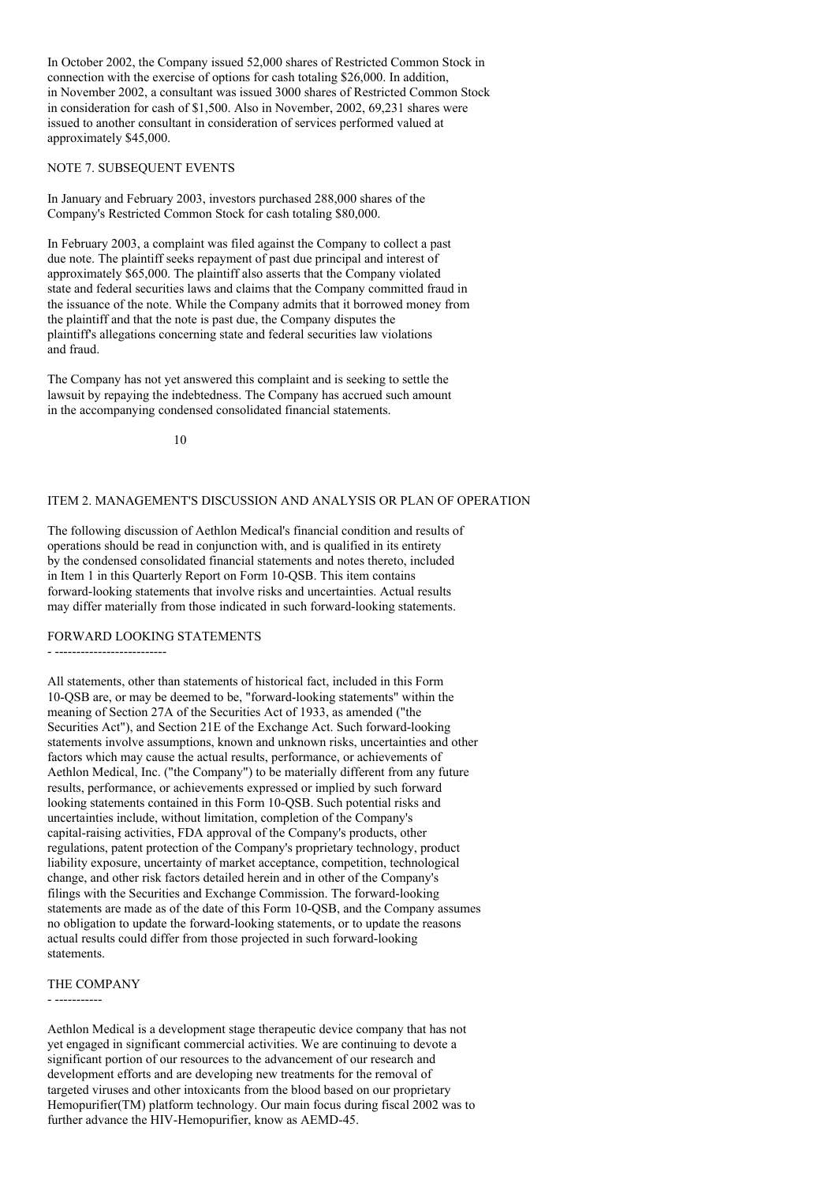In October 2002, the Company issued 52,000 shares of Restricted Common Stock in connection with the exercise of options for cash totaling $26,000. In addition, in November 2002, a consultant was issued 3000 shares of Restricted Common Stock in consideration for cash of $1,500. Also in November, 2002, 69,231 shares were issued to another consultant in consideration of services performed valued at approximately $45,000.

NOTE 7. SUBSEQUENT EVENTS

In January and February 2003, investors purchased 288,000 shares of the Company's Restricted Common Stock for cash totaling $80,000.

In February 2003, a complaint was filed against the Company to collect a past due note. The plaintiff seeks repayment of past due principal and interest of approximately $65,000. The plaintiff also asserts that the Company violated state and federal securities laws and claims that the Company committed fraud in the issuance of the note. While the Company admits that it borrowed money from the plaintiff and that the note is past due, the Company disputes the plaintiff's allegations concerning state and federal securities law violations and fraud.

The Company has not yet answered this complaint and is seeking to settle the lawsuit by repaying the indebtedness. The Company has accrued such amount in the accompanying condensed consolidated financial statements.

## ITEM 2. MANAGEMENT'S DISCUSSION AND ANALYSIS OR PLAN OF OPERATION

The following discussion of Aethlon Medical's financial condition and results of operations should be read in conjunction with, and is qualified in its entirety by the condensed consolidated financial statements and notes thereto, included in Item 1 in this Quarterly Report on Form 10-QSB. This item contains forward-looking statements that involve risks and uncertainties. Actual results may differ materially from those indicated in such forward-looking statements.

### FORWARD LOOKING STATEMENTS

All statements, other than statements of historical fact, included in this Form 10-QSB are, or may be deemed to be, "forward-looking statements" within the meaning of Section 27A of the Securities Act of 1933, as amended ("the Securities Act"), and Section 21E of the Exchange Act. Such forward-looking statements involve assumptions, known and unknown risks, uncertainties and other factors which may cause the actual results, performance, or achievements of Aethlon Medical, Inc. ("the Company") to be materially different from any future results, performance, or achievements expressed or implied by such forward looking statements contained in this Form 10-QSB. Such potential risks and uncertainties include, without limitation, completion of the Company's capital-raising activities, FDA approval of the Company's products, other regulations, patent protection of the Company's proprietary technology, product liability exposure, uncertainty of market acceptance, competition, technological change, and other risk factors detailed herein and in other of the Company's filings with the Securities and Exchange Commission. The forward-looking statements are made as of the date of this Form 10-QSB, and the Company assumes no obligation to update the forward-looking statements, or to update the reasons actual results could differ from those projected in such forward-looking statements.

### THE COMPANY

Aethlon Medical is a development stage therapeutic device company that has not yet engaged in significant commercial activities. We are continuing to devote a significant portion of our resources to the advancement of our research and development efforts and are developing new treatments for the removal of targeted viruses and other intoxicants from the blood based on our proprietary Hemopurifier(TM) platform technology. Our main focus during fiscal 2002 was to further advance the HIV-Hemopurifier, know as AEMD-45.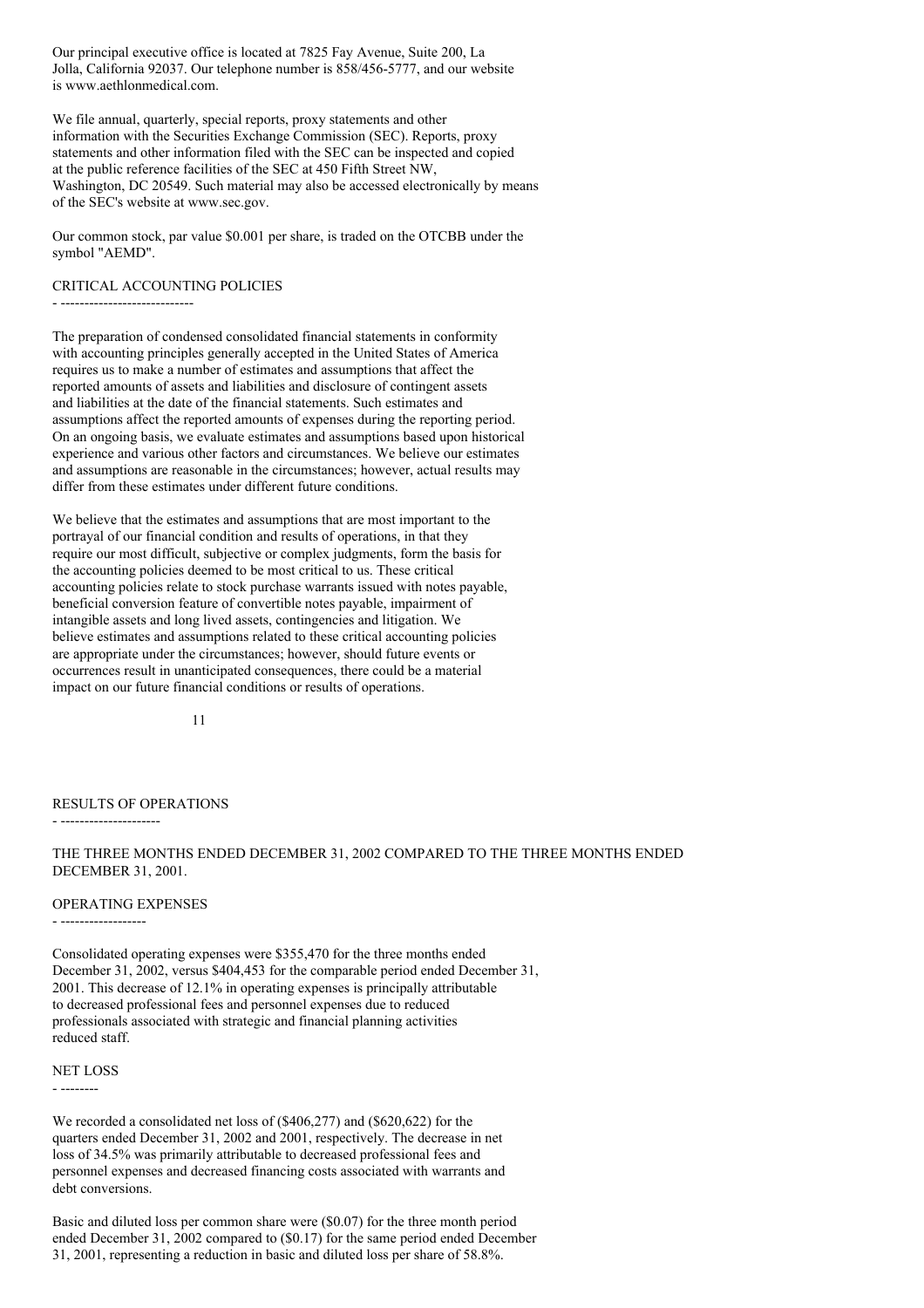Our principal executive office is located at 7825 Fay Avenue, Suite 200, La Jolla, California 92037. Our telephone number is 858/456-5777, and our website is www.aethlonmedical.com.

We file annual, quarterly, special reports, proxy statements and other information with the Securities Exchange Commission (SEC). Reports, proxy statements and other information filed with the SEC can be inspected and copied at the public reference facilities of the SEC at 450 Fifth Street NW, Washington, DC 20549. Such material may also be accessed electronically by means of the SEC's website at www.sec.gov.

Our common stock, par value $0.001 per share, is traded on the OTCBB under the symbol "AEMD".

## CRITICAL ACCOUNTING POLICIES

The preparation of condensed consolidated financial statements in conformity with accounting principles generally accepted in the United States of America requires us to make a number of estimates and assumptions that affect the reported amounts of assets and liabilities and disclosure of contingent assets and liabilities at the date of the financial statements. Such estimates and assumptions affect the reported amounts of expenses during the reporting period. On an ongoing basis, we evaluate estimates and assumptions based upon historical experience and various other factors and circumstances. We believe our estimates and assumptions are reasonable in the circumstances; however, actual results may differ from these estimates under different future conditions.

We believe that the estimates and assumptions that are most important to the portrayal of our financial condition and results of operations, in that they require our most difficult, subjective or complex judgments, form the basis for the accounting policies deemed to be most critical to us. These critical accounting policies relate to stock purchase warrants issued with notes payable, beneficial conversion feature of convertible notes payable, impairment of intangible assets and long lived assets, contingencies and litigation. We believe estimates and assumptions related to these critical accounting policies are appropriate under the circumstances; however, should future events or occurrences result in unanticipated consequences, there could be a material impact on our future financial conditions or results of operations.

## RESULTS OF OPERATIONS

THE THREE MONTHS ENDED DECEMBER 31, 2002 COMPARED TO THE THREE MONTHS ENDED DECEMBER 31, 2001.

### OPERATING EXPENSES

Consolidated operating expenses were $355,470 for the three months ended December 31, 2002, versus $404,453 for the comparable period ended December 31, 2001. This decrease of 12.1% in operating expenses is principally attributable to decreased professional fees and personnel expenses due to reduced professionals associated with strategic and financial planning activities reduced staff.

### NET LOSS

We recorded a consolidated net loss of ($406,277) and ($620,622) for the quarters ended December 31, 2002 and 2001, respectively. The decrease in net loss of 34.5% was primarily attributable to decreased professional fees and personnel expenses and decreased financing costs associated with warrants and debt conversions.

Basic and diluted loss per common share were ($0.07) for the three month period ended December 31, 2002 compared to ($0.17) for the same period ended December 31, 2001, representing a reduction in basic and diluted loss per share of 58.8%.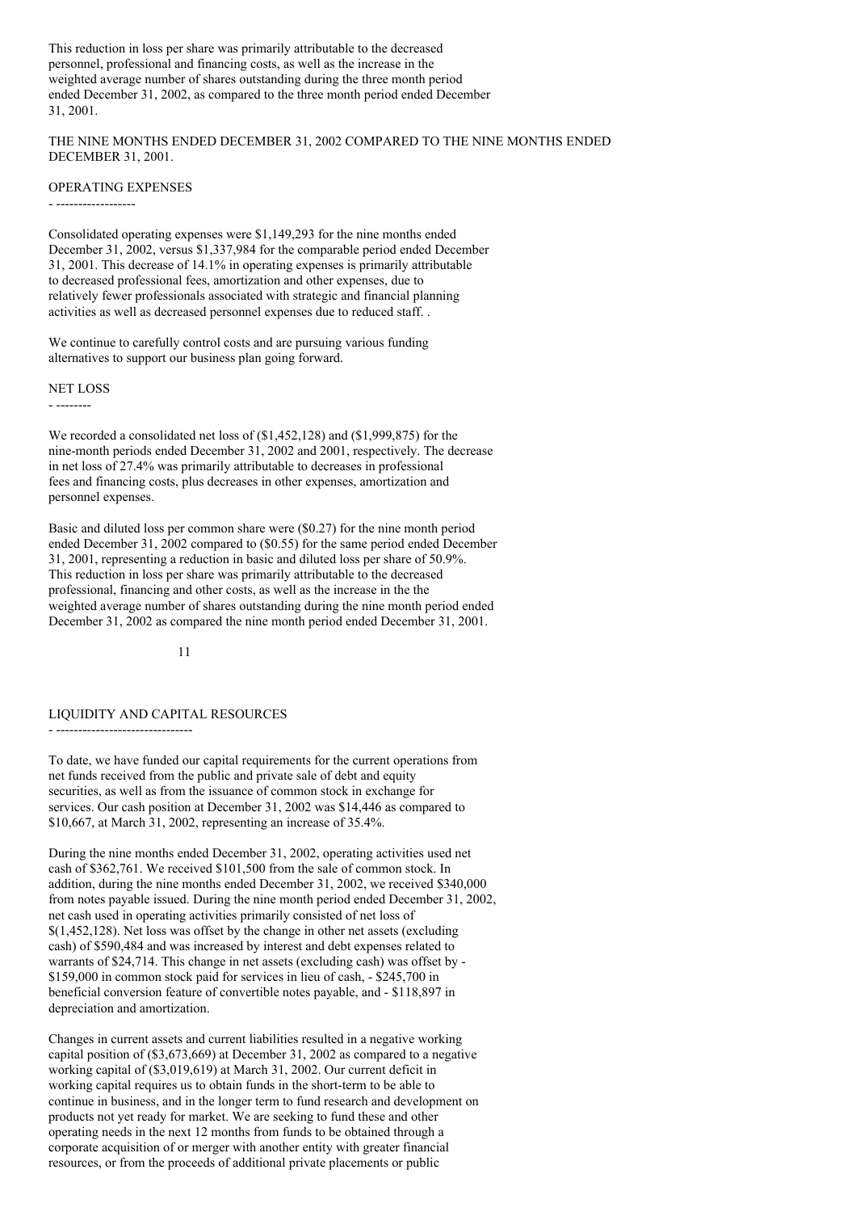This reduction in loss per share was primarily attributable to the decreased personnel, professional and financing costs, as well as the increase in the weighted average number of shares outstanding during the three month period ended December 31, 2002, as compared to the three month period ended December 31, 2001.

THE NINE MONTHS ENDED DECEMBER 31, 2002 COMPARED TO THE NINE MONTHS ENDED DECEMBER 31, 2001.

## OPERATING EXPENSES

Consolidated operating expenses were $1,149,293 for the nine months ended December 31, 2002, versus $1,337,984 for the comparable period ended December 31, 2001. This decrease of 14.1% in operating expenses is primarily attributable to decreased professional fees, amortization and other expenses, due to relatively fewer professionals associated with strategic and financial planning activities as well as decreased personnel expenses due to reduced staff. .

We continue to carefully control costs and are pursuing various funding alternatives to support our business plan going forward.

## NET LOSS

We recorded a consolidated net loss of ($1,452,128) and ($1,999,875) for the nine-month periods ended December 31, 2002 and 2001, respectively. The decrease in net loss of 27.4% was primarily attributable to decreases in professional fees and financing costs, plus decreases in other expenses, amortization and personnel expenses.

Basic and diluted loss per common share were ($0.27) for the nine month period ended December 31, 2002 compared to ($0.55) for the same period ended December 31, 2001, representing a reduction in basic and diluted loss per share of 50.9%. This reduction in loss per share was primarily attributable to the decreased professional, financing and other costs, as well as the increase in the the weighted average number of shares outstanding during the nine month period ended December 31, 2002 as compared the nine month period ended December 31, 2001.

## LIQUIDITY AND CAPITAL RESOURCES

To date, we have funded our capital requirements for the current operations from net funds received from the public and private sale of debt and equity securities, as well as from the issuance of common stock in exchange for services. Our cash position at December 31, 2002 was $14,446 as compared to $10,667, at March 31, 2002, representing an increase of 35.4%.

During the nine months ended December 31, 2002, operating activities used net cash of $362,761. We received $101,500 from the sale of common stock. In addition, during the nine months ended December 31, 2002, we received $340,000 from notes payable issued. During the nine month period ended December 31, 2002, net cash used in operating activities primarily consisted of net loss of $(1,452,128). Net loss was offset by the change in other net assets (excluding cash) of $590,484 and was increased by interest and debt expenses related to warrants of $24,714. This change in net assets (excluding cash) was offset by - $159,000 in common stock paid for services in lieu of cash, - $245,700 in beneficial conversion feature of convertible notes payable, and - $118,897 in depreciation and amortization.

Changes in current assets and current liabilities resulted in a negative working capital position of ($3,673,669) at December 31, 2002 as compared to a negative working capital of ($3,019,619) at March 31, 2002. Our current deficit in working capital requires us to obtain funds in the short-term to be able to continue in business, and in the longer term to fund research and development on products not yet ready for market. We are seeking to fund these and other operating needs in the next 12 months from funds to be obtained through a corporate acquisition of or merger with another entity with greater financial resources, or from the proceeds of additional private placements or public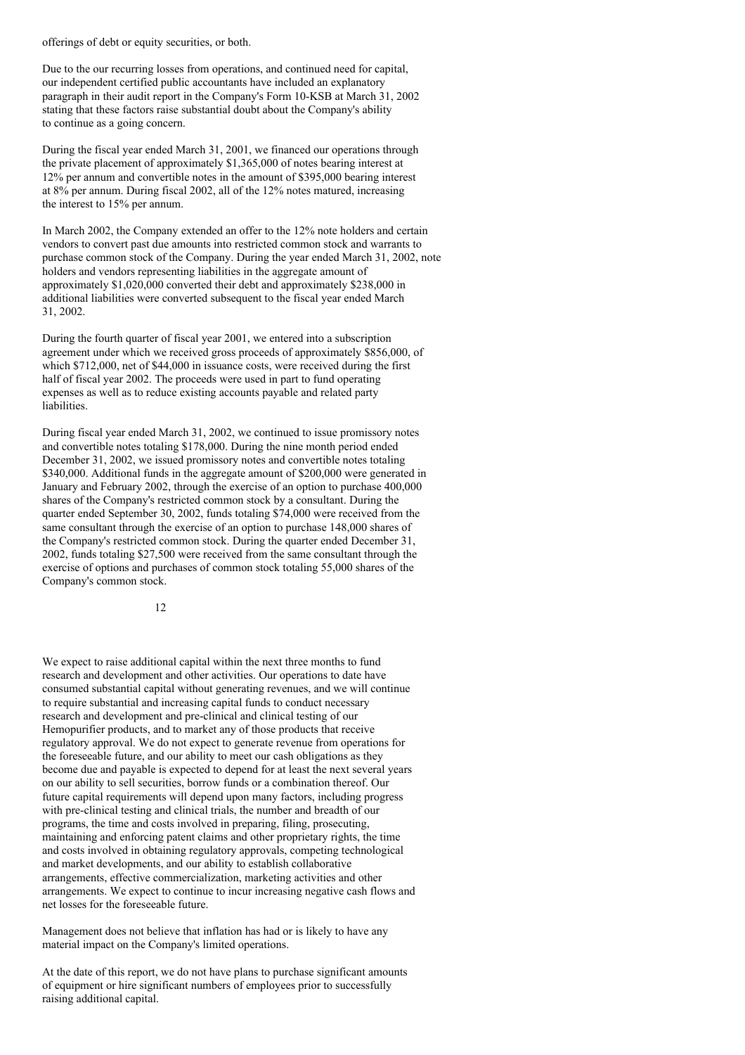offerings of debt or equity securities, or both.

Due to the our recurring losses from operations, and continued need for capital, our independent certified public accountants have included an explanatory paragraph in their audit report in the Company's Form 10-KSB at March 31, 2002 stating that these factors raise substantial doubt about the Company's ability to continue as a going concern.

During the fiscal year ended March 31, 2001, we financed our operations through the private placement of approximately $1,365,000 of notes bearing interest at 12% per annum and convertible notes in the amount of $395,000 bearing interest at 8% per annum. During fiscal 2002, all of the 12% notes matured, increasing the interest to 15% per annum.

In March 2002, the Company extended an offer to the 12% note holders and certain vendors to convert past due amounts into restricted common stock and warrants to purchase common stock of the Company. During the year ended March 31, 2002, note holders and vendors representing liabilities in the aggregate amount of approximately $1,020,000 converted their debt and approximately $238,000 in additional liabilities were converted subsequent to the fiscal year ended March 31, 2002.

During the fourth quarter of fiscal year 2001, we entered into a subscription agreement under which we received gross proceeds of approximately $856,000, of which $712,000, net of $44,000 in issuance costs, were received during the first half of fiscal year 2002. The proceeds were used in part to fund operating expenses as well as to reduce existing accounts payable and related party liabilities.

During fiscal year ended March 31, 2002, we continued to issue promissory notes and convertible notes totaling $178,000. During the nine month period ended December 31, 2002, we issued promissory notes and convertible notes totaling $340,000. Additional funds in the aggregate amount of $200,000 were generated in January and February 2002, through the exercise of an option to purchase 400,000 shares of the Company's restricted common stock by a consultant. During the quarter ended September 30, 2002, funds totaling $74,000 were received from the same consultant through the exercise of an option to purchase 148,000 shares of the Company's restricted common stock. During the quarter ended December 31, 2002, funds totaling $27,500 were received from the same consultant through the exercise of options and purchases of common stock totaling 55,000 shares of the Company's common stock.

We expect to raise additional capital within the next three months to fund research and development and other activities. Our operations to date have consumed substantial capital without generating revenues, and we will continue to require substantial and increasing capital funds to conduct necessary research and development and pre-clinical and clinical testing of our Hemopurifier products, and to market any of those products that receive regulatory approval. We do not expect to generate revenue from operations for the foreseeable future, and our ability to meet our cash obligations as they become due and payable is expected to depend for at least the next several years on our ability to sell securities, borrow funds or a combination thereof. Our future capital requirements will depend upon many factors, including progress with pre-clinical testing and clinical trials, the number and breadth of our programs, the time and costs involved in preparing, filing, prosecuting, maintaining and enforcing patent claims and other proprietary rights, the time and costs involved in obtaining regulatory approvals, competing technological and market developments, and our ability to establish collaborative arrangements, effective commercialization, marketing activities and other arrangements. We expect to continue to incur increasing negative cash flows and net losses for the foreseeable future.

Management does not believe that inflation has had or is likely to have any material impact on the Company's limited operations.

At the date of this report, we do not have plans to purchase significant amounts of equipment or hire significant numbers of employees prior to successfully raising additional capital.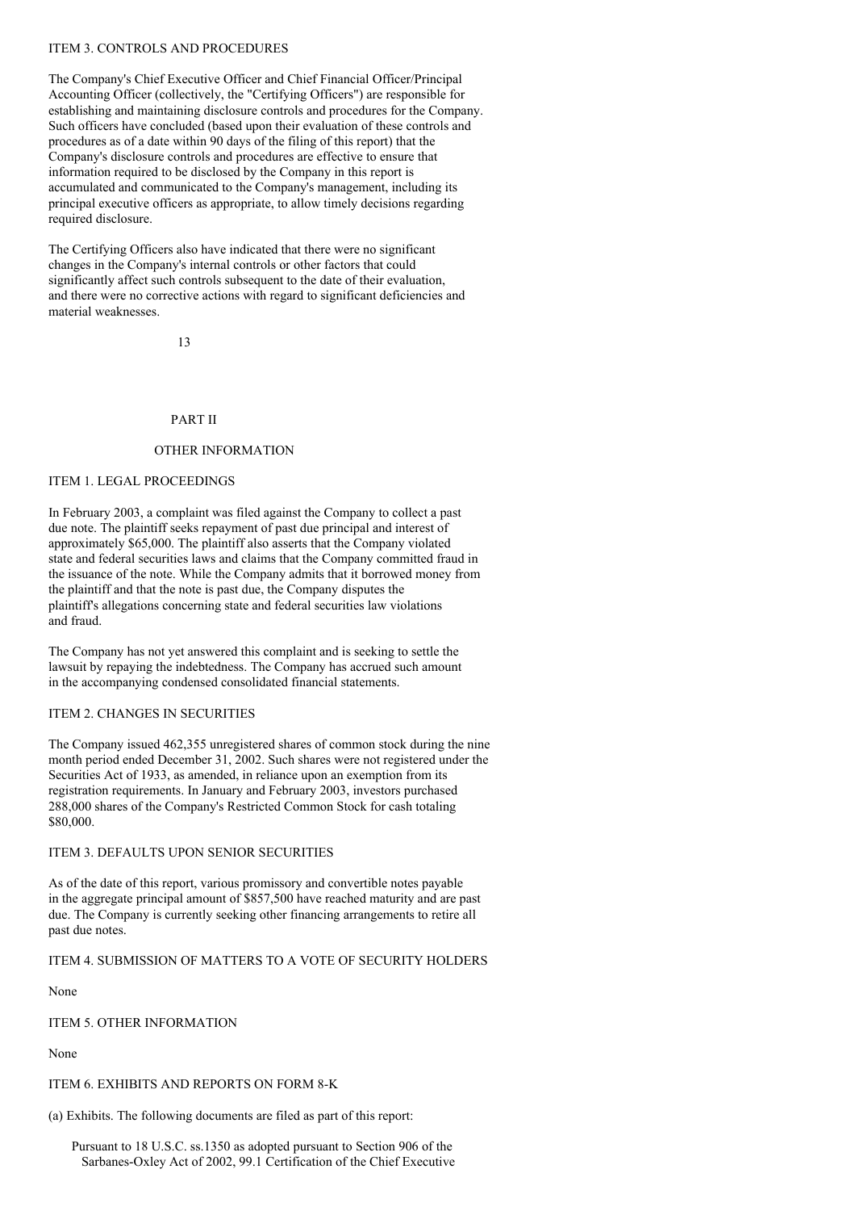## ITEM 3. CONTROLS AND PROCEDURES

The Company's Chief Executive Officer and Chief Financial Officer/Principal Accounting Officer (collectively, the "Certifying Officers") are responsible for establishing and maintaining disclosure controls and procedures for the Company. Such officers have concluded (based upon their evaluation of these controls and procedures as of a date within 90 days of the filing of this report) that the Company's disclosure controls and procedures are effective to ensure that information required to be disclosed by the Company in this report is accumulated and communicated to the Company's management, including its principal executive officers as appropriate, to allow timely decisions regarding required disclosure.

The Certifying Officers also have indicated that there were no significant changes in the Company's internal controls or other factors that could significantly affect such controls subsequent to the date of their evaluation, and there were no corrective actions with regard to significant deficiencies and material weaknesses.

# PART II

# OTHER INFORMATION

## ITEM 1. LEGAL PROCEEDINGS

In February 2003, a complaint was filed against the Company to collect a past due note. The plaintiff seeks repayment of past due principal and interest of approximately $65,000. The plaintiff also asserts that the Company violated state and federal securities laws and claims that the Company committed fraud in the issuance of the note. While the Company admits that it borrowed money from the plaintiff and that the note is past due, the Company disputes the plaintiff's allegations concerning state and federal securities law violations and fraud.

The Company has not yet answered this complaint and is seeking to settle the lawsuit by repaying the indebtedness. The Company has accrued such amount in the accompanying condensed consolidated financial statements.

## ITEM 2. CHANGES IN SECURITIES

The Company issued 462,355 unregistered shares of common stock during the nine month period ended December 31, 2002. Such shares were not registered under the Securities Act of 1933, as amended, in reliance upon an exemption from its registration requirements. In January and February 2003, investors purchased 288,000 shares of the Company's Restricted Common Stock for cash totaling $80,000.

## ITEM 3. DEFAULTS UPON SENIOR SECURITIES

As of the date of this report, various promissory and convertible notes payable in the aggregate principal amount of $857,500 have reached maturity and are past due. The Company is currently seeking other financing arrangements to retire all past due notes.

## ITEM 4. SUBMISSION OF MATTERS TO A VOTE OF SECURITY HOLDERS

None

## ITEM 5. OTHER INFORMATION

None

## ITEM 6. EXHIBITS AND REPORTS ON FORM 8-K

(a) Exhibits. The following documents are filed as part of this report:

Pursuant to 18 U.S.C. ss.1350 as adopted pursuant to Section 906 of the Sarbanes-Oxley Act of 2002, 99.1 Certification of the Chief Executive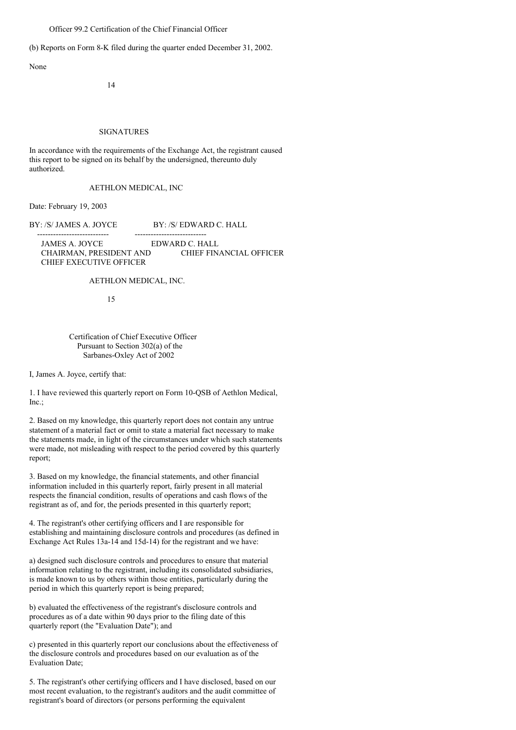Officer 99.2 Certification of the Chief Financial Officer

(b) Reports on Form 8-K filed during the quarter ended December 31, 2002.

None

## SIGNATURES

In accordance with the requirements of the Exchange Act, the registrant caused this report to be signed on its behalf by the undersigned, thereunto duly authorized.

AETHLON MEDICAL, INC

Date: February 19, 2003

| | |
|---|---|
| BY: /S/ JAMES A. JOYCE | BY: /S/ EDWARD C. HALL |
| JAMES A. JOYCE | EDWARD C. HALL |
| CHAIRMAN, PRESIDENT AND CHIEF EXECUTIVE OFFICER | CHIEF FINANCIAL OFFICER |

AETHLON MEDICAL, INC.

### Certification of Chief Executive Officer Pursuant to Section 302(a) of the Sarbanes-Oxley Act of 2002

I, James A. Joyce, certify that:

1. I have reviewed this quarterly report on Form 10-QSB of Aethlon Medical, Inc.;

2. Based on my knowledge, this quarterly report does not contain any untrue statement of a material fact or omit to state a material fact necessary to make the statements made, in light of the circumstances under which such statements were made, not misleading with respect to the period covered by this quarterly report;

3. Based on my knowledge, the financial statements, and other financial information included in this quarterly report, fairly present in all material respects the financial condition, results of operations and cash flows of the registrant as of, and for, the periods presented in this quarterly report;

4. The registrant's other certifying officers and I are responsible for establishing and maintaining disclosure controls and procedures (as defined in Exchange Act Rules 13a-14 and 15d-14) for the registrant and we have:

a) designed such disclosure controls and procedures to ensure that material information relating to the registrant, including its consolidated subsidiaries, is made known to us by others within those entities, particularly during the period in which this quarterly report is being prepared;

b) evaluated the effectiveness of the registrant's disclosure controls and procedures as of a date within 90 days prior to the filing date of this quarterly report (the "Evaluation Date"); and

c) presented in this quarterly report our conclusions about the effectiveness of the disclosure controls and procedures based on our evaluation as of the Evaluation Date;

5. The registrant's other certifying officers and I have disclosed, based on our most recent evaluation, to the registrant's auditors and the audit committee of registrant's board of directors (or persons performing the equivalent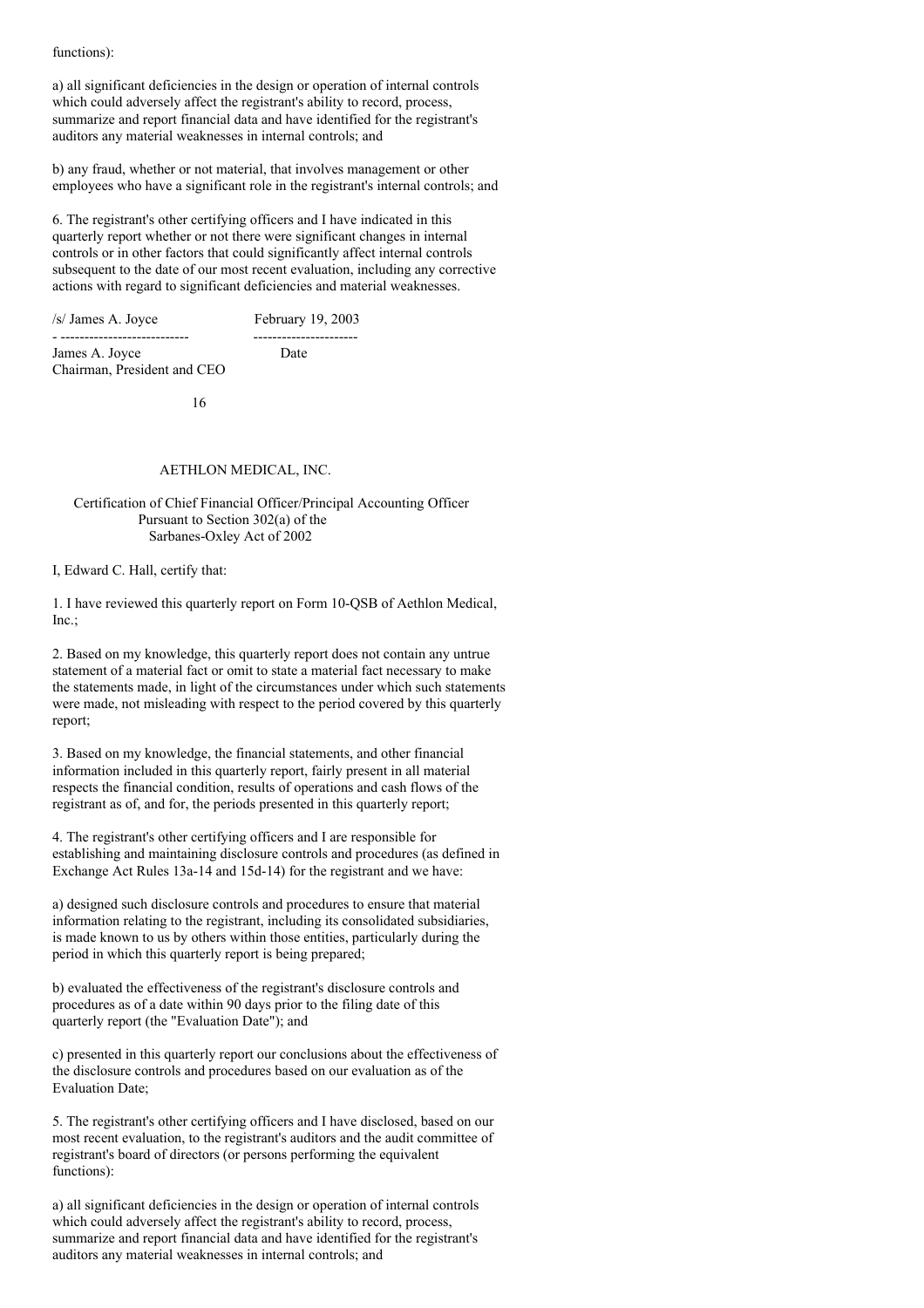functions):

a) all significant deficiencies in the design or operation of internal controls which could adversely affect the registrant's ability to record, process, summarize and report financial data and have identified for the registrant's auditors any material weaknesses in internal controls; and

b) any fraud, whether or not material, that involves management or other employees who have a significant role in the registrant's internal controls; and

6. The registrant's other certifying officers and I have indicated in this quarterly report whether or not there were significant changes in internal controls or in other factors that could significantly affect internal controls subsequent to the date of our most recent evaluation, including any corrective actions with regard to significant deficiencies and material weaknesses.

| /s/ James A. Joyce | February 19, 2003 |
|---|---|
| James A. Joyce<br>Chairman, President and CEO | Date |

AETHLON MEDICAL, INC.

Certification of Chief Financial Officer/Principal Accounting Officer
Pursuant to Section 302(a) of the
Sarbanes-Oxley Act of 2002

I, Edward C. Hall, certify that:

1. I have reviewed this quarterly report on Form 10-QSB of Aethlon Medical, Inc.;

2. Based on my knowledge, this quarterly report does not contain any untrue statement of a material fact or omit to state a material fact necessary to make the statements made, in light of the circumstances under which such statements were made, not misleading with respect to the period covered by this quarterly report;

3. Based on my knowledge, the financial statements, and other financial information included in this quarterly report, fairly present in all material respects the financial condition, results of operations and cash flows of the registrant as of, and for, the periods presented in this quarterly report;

4. The registrant's other certifying officers and I are responsible for establishing and maintaining disclosure controls and procedures (as defined in Exchange Act Rules 13a-14 and 15d-14) for the registrant and we have:

a) designed such disclosure controls and procedures to ensure that material information relating to the registrant, including its consolidated subsidiaries, is made known to us by others within those entities, particularly during the period in which this quarterly report is being prepared;

b) evaluated the effectiveness of the registrant's disclosure controls and procedures as of a date within 90 days prior to the filing date of this quarterly report (the "Evaluation Date"); and

c) presented in this quarterly report our conclusions about the effectiveness of the disclosure controls and procedures based on our evaluation as of the Evaluation Date;

5. The registrant's other certifying officers and I have disclosed, based on our most recent evaluation, to the registrant's auditors and the audit committee of registrant's board of directors (or persons performing the equivalent functions):

a) all significant deficiencies in the design or operation of internal controls which could adversely affect the registrant's ability to record, process, summarize and report financial data and have identified for the registrant's auditors any material weaknesses in internal controls; and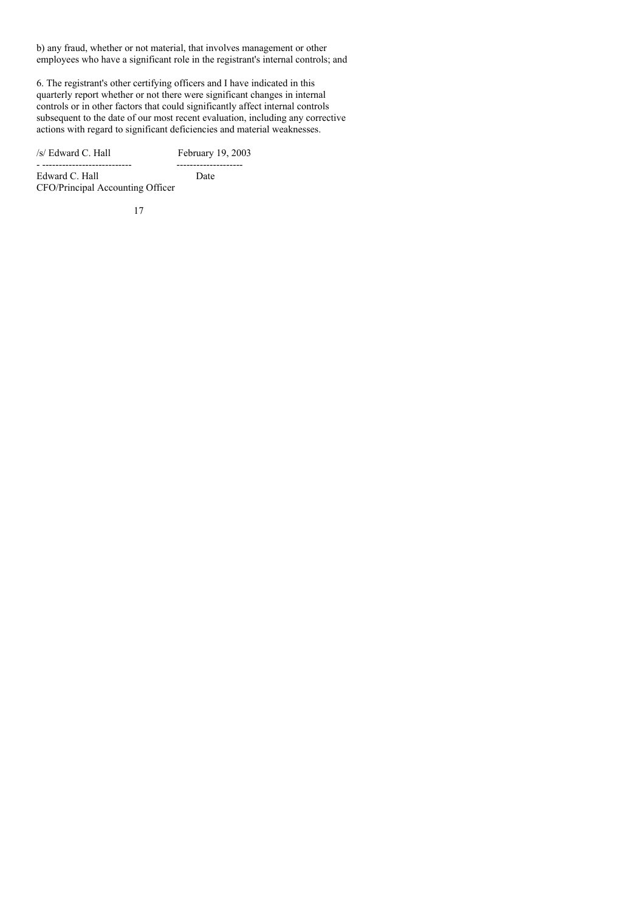b) any fraud, whether or not material, that involves management or other employees who have a significant role in the registrant's internal controls; and

6. The registrant's other certifying officers and I have indicated in this quarterly report whether or not there were significant changes in internal controls or in other factors that could significantly affect internal controls subsequent to the date of our most recent evaluation, including any corrective actions with regard to significant deficiencies and material weaknesses.

| /s/ Edward C. Hall | February 19, 2003 |
|---|---|
| Edward C. Hall<br>CFO/Principal Accounting Officer | Date |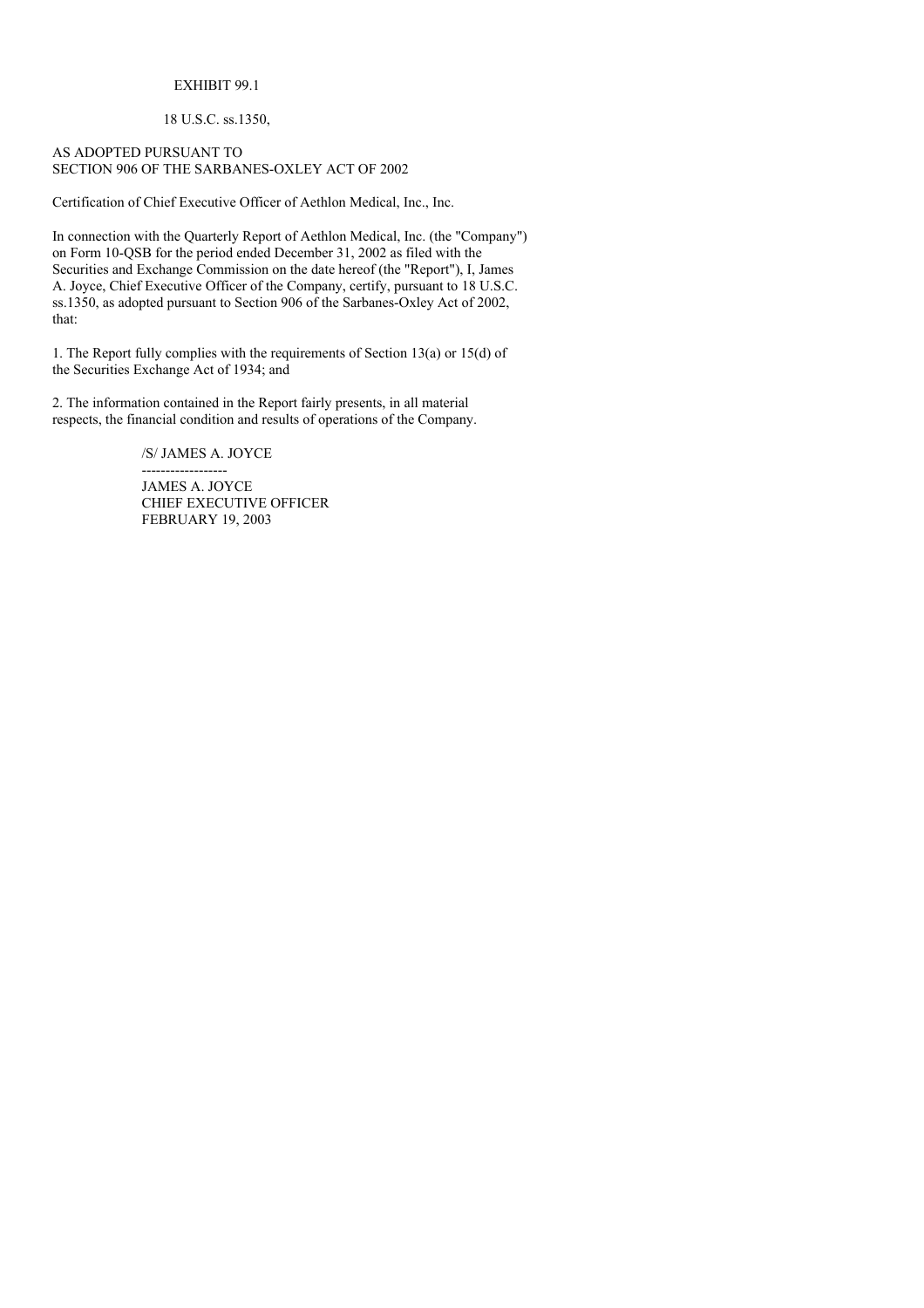EXHIBIT 99.1

18 U.S.C. ss.1350,

AS ADOPTED PURSUANT TO
SECTION 906 OF THE SARBANES-OXLEY ACT OF 2002

Certification of Chief Executive Officer of Aethlon Medical, Inc., Inc.

In connection with the Quarterly Report of Aethlon Medical, Inc. (the "Company") on Form 10-QSB for the period ended December 31, 2002 as filed with the Securities and Exchange Commission on the date hereof (the "Report"), I, James A. Joyce, Chief Executive Officer of the Company, certify, pursuant to 18 U.S.C. ss.1350, as adopted pursuant to Section 906 of the Sarbanes-Oxley Act of 2002, that:

1. The Report fully complies with the requirements of Section 13(a) or 15(d) of the Securities Exchange Act of 1934; and

2. The information contained in the Report fairly presents, in all material respects, the financial condition and results of operations of the Company.

/S/ JAMES A. JOYCE

------------------

JAMES A. JOYCE
CHIEF EXECUTIVE OFFICER
FEBRUARY 19, 2003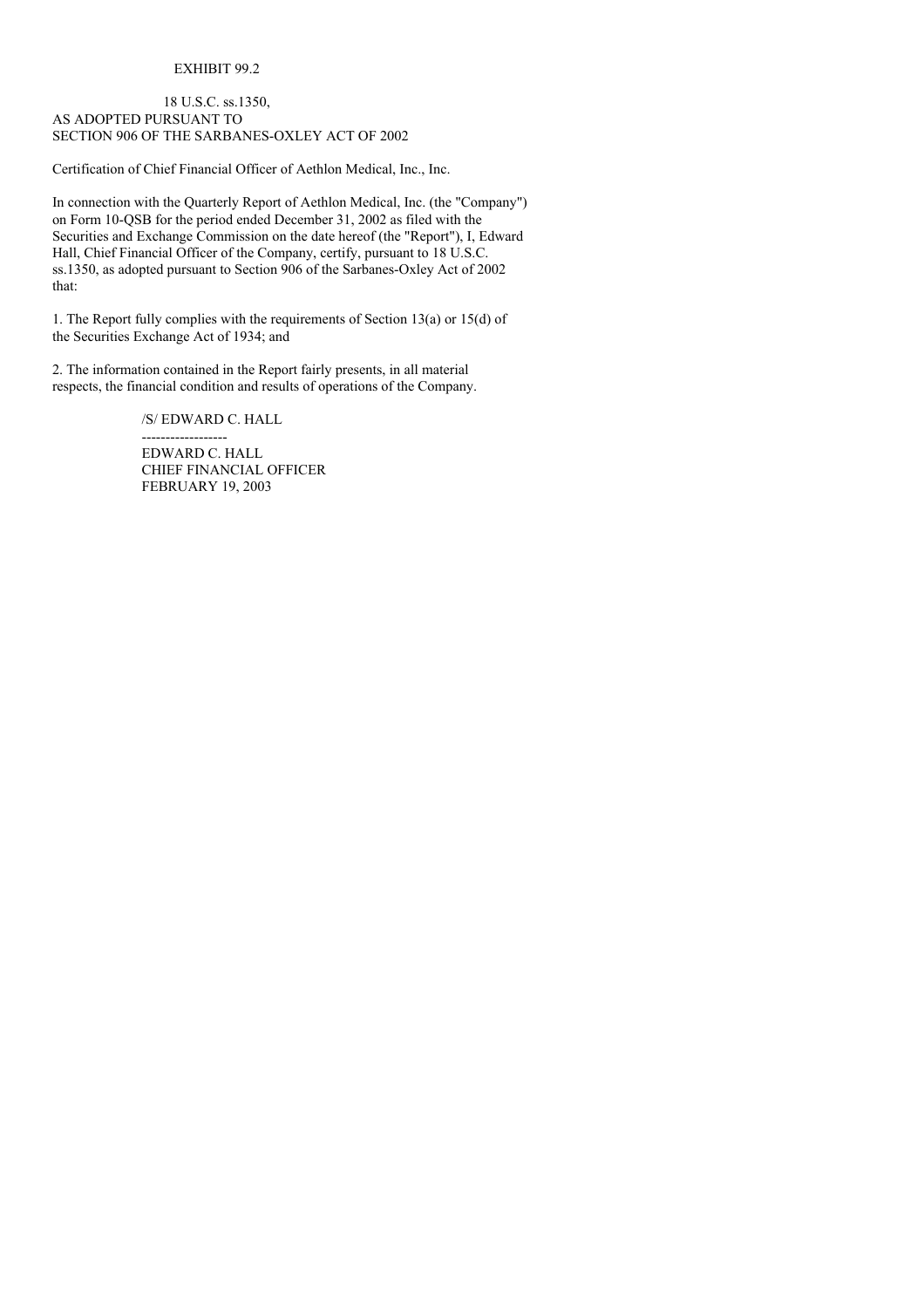EXHIBIT 99.2

18 U.S.C. ss.1350,
AS ADOPTED PURSUANT TO
SECTION 906 OF THE SARBANES-OXLEY ACT OF 2002

Certification of Chief Financial Officer of Aethlon Medical, Inc., Inc.

In connection with the Quarterly Report of Aethlon Medical, Inc. (the "Company") on Form 10-QSB for the period ended December 31, 2002 as filed with the Securities and Exchange Commission on the date hereof (the "Report"), I, Edward Hall, Chief Financial Officer of the Company, certify, pursuant to 18 U.S.C. ss.1350, as adopted pursuant to Section 906 of the Sarbanes-Oxley Act of 2002 that:

1. The Report fully complies with the requirements of Section 13(a) or 15(d) of the Securities Exchange Act of 1934; and

2. The information contained in the Report fairly presents, in all material respects, the financial condition and results of operations of the Company.

/S/ EDWARD C. HALL

------------------

EDWARD C. HALL
CHIEF FINANCIAL OFFICER
FEBRUARY 19, 2003